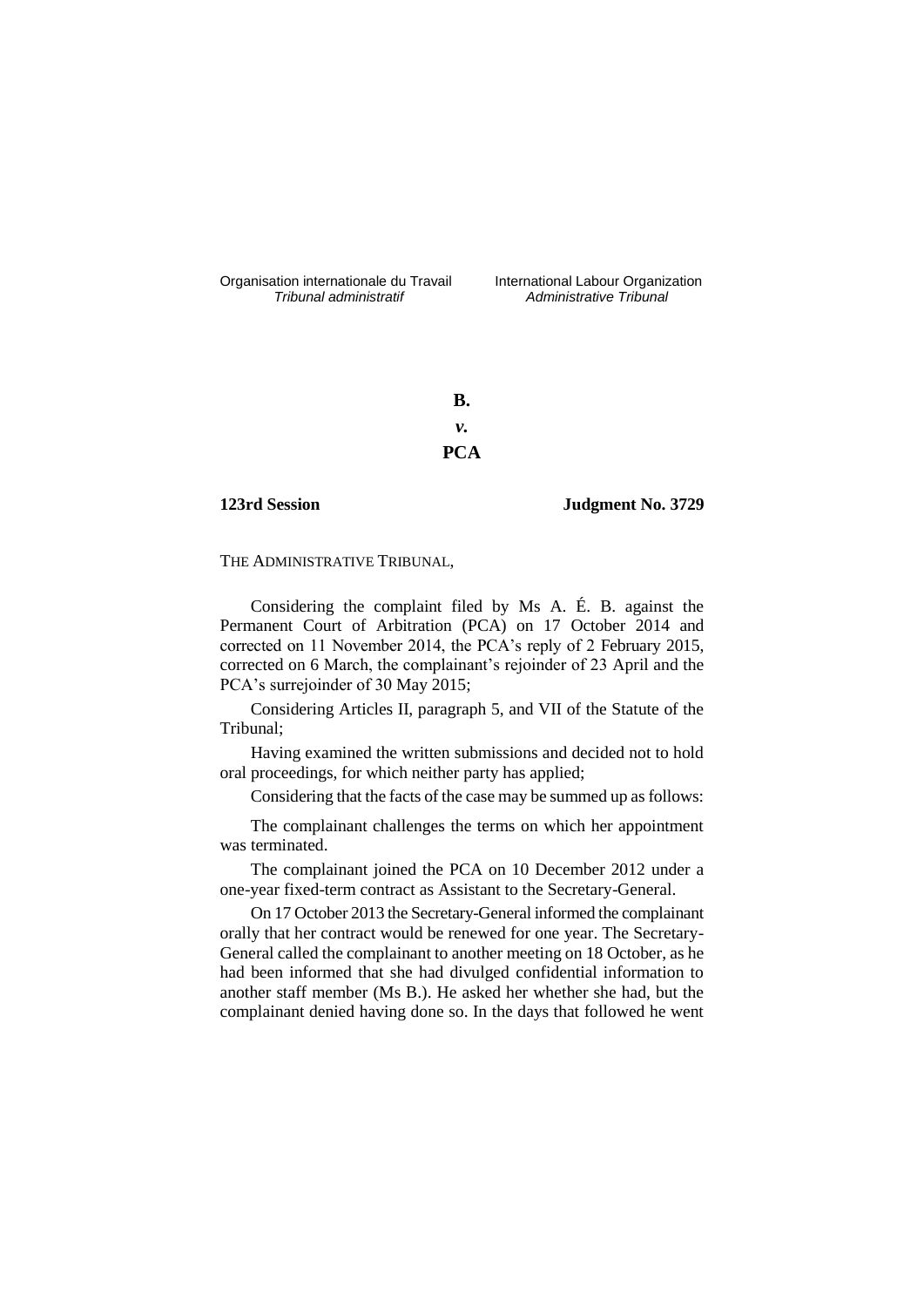Organisation internationale du Travail
*Tribunal administratif*

International Labour Organization
*Administrative Tribunal*

**B.**

***v.***

**PCA**

**123rd Session** **Judgment No. 3729**

THE ADMINISTRATIVE TRIBUNAL,

Considering the complaint filed by Ms A. É. B. against the Permanent Court of Arbitration (PCA) on 17 October 2014 and corrected on 11 November 2014, the PCA's reply of 2 February 2015, corrected on 6 March, the complainant's rejoinder of 23 April and the PCA's surrejoinder of 30 May 2015;

Considering Articles II, paragraph 5, and VII of the Statute of the Tribunal;

Having examined the written submissions and decided not to hold oral proceedings, for which neither party has applied;

Considering that the facts of the case may be summed up as follows:

The complainant challenges the terms on which her appointment was terminated.

The complainant joined the PCA on 10 December 2012 under a one-year fixed-term contract as Assistant to the Secretary-General.

On 17 October 2013 the Secretary-General informed the complainant orally that her contract would be renewed for one year. The Secretary-General called the complainant to another meeting on 18 October, as he had been informed that she had divulged confidential information to another staff member (Ms B.). He asked her whether she had, but the complainant denied having done so. In the days that followed he went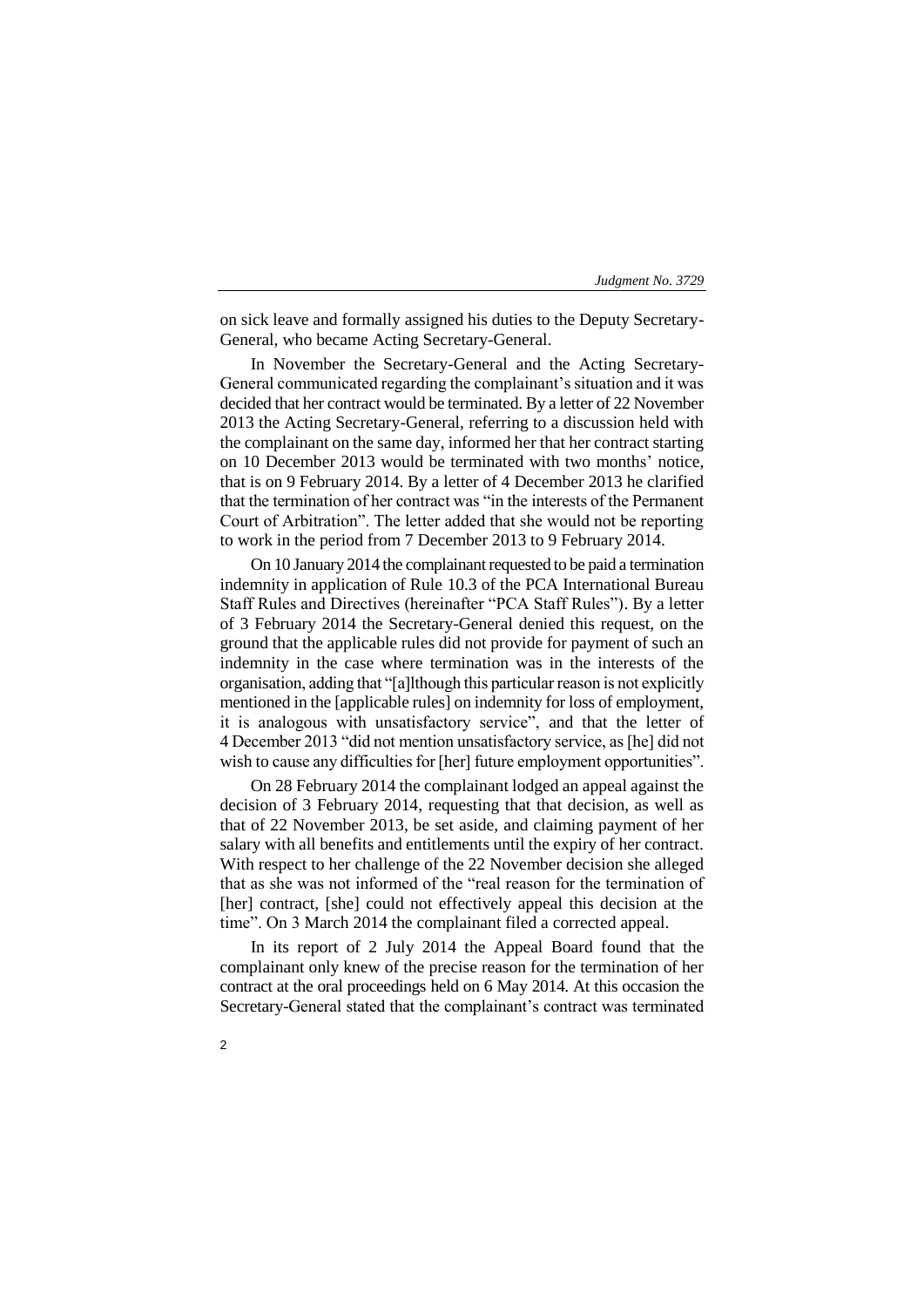on sick leave and formally assigned his duties to the Deputy Secretary-General, who became Acting Secretary-General.

In November the Secretary-General and the Acting Secretary-General communicated regarding the complainant's situation and it was decided that her contract would be terminated. By a letter of 22 November 2013 the Acting Secretary-General, referring to a discussion held with the complainant on the same day, informed her that her contract starting on 10 December 2013 would be terminated with two months' notice, that is on 9 February 2014. By a letter of 4 December 2013 he clarified that the termination of her contract was "in the interests of the Permanent Court of Arbitration". The letter added that she would not be reporting to work in the period from 7 December 2013 to 9 February 2014.

On 10 January 2014 the complainant requested to be paid a termination indemnity in application of Rule 10.3 of the PCA International Bureau Staff Rules and Directives (hereinafter "PCA Staff Rules"). By a letter of 3 February 2014 the Secretary-General denied this request, on the ground that the applicable rules did not provide for payment of such an indemnity in the case where termination was in the interests of the organisation, adding that "[a]lthough this particular reason is not explicitly mentioned in the [applicable rules] on indemnity for loss of employment, it is analogous with unsatisfactory service", and that the letter of 4 December 2013 "did not mention unsatisfactory service, as [he] did not wish to cause any difficulties for [her] future employment opportunities".

On 28 February 2014 the complainant lodged an appeal against the decision of 3 February 2014, requesting that that decision, as well as that of 22 November 2013, be set aside, and claiming payment of her salary with all benefits and entitlements until the expiry of her contract. With respect to her challenge of the 22 November decision she alleged that as she was not informed of the "real reason for the termination of [her] contract, [she] could not effectively appeal this decision at the time". On 3 March 2014 the complainant filed a corrected appeal.

In its report of 2 July 2014 the Appeal Board found that the complainant only knew of the precise reason for the termination of her contract at the oral proceedings held on 6 May 2014. At this occasion the Secretary-General stated that the complainant's contract was terminated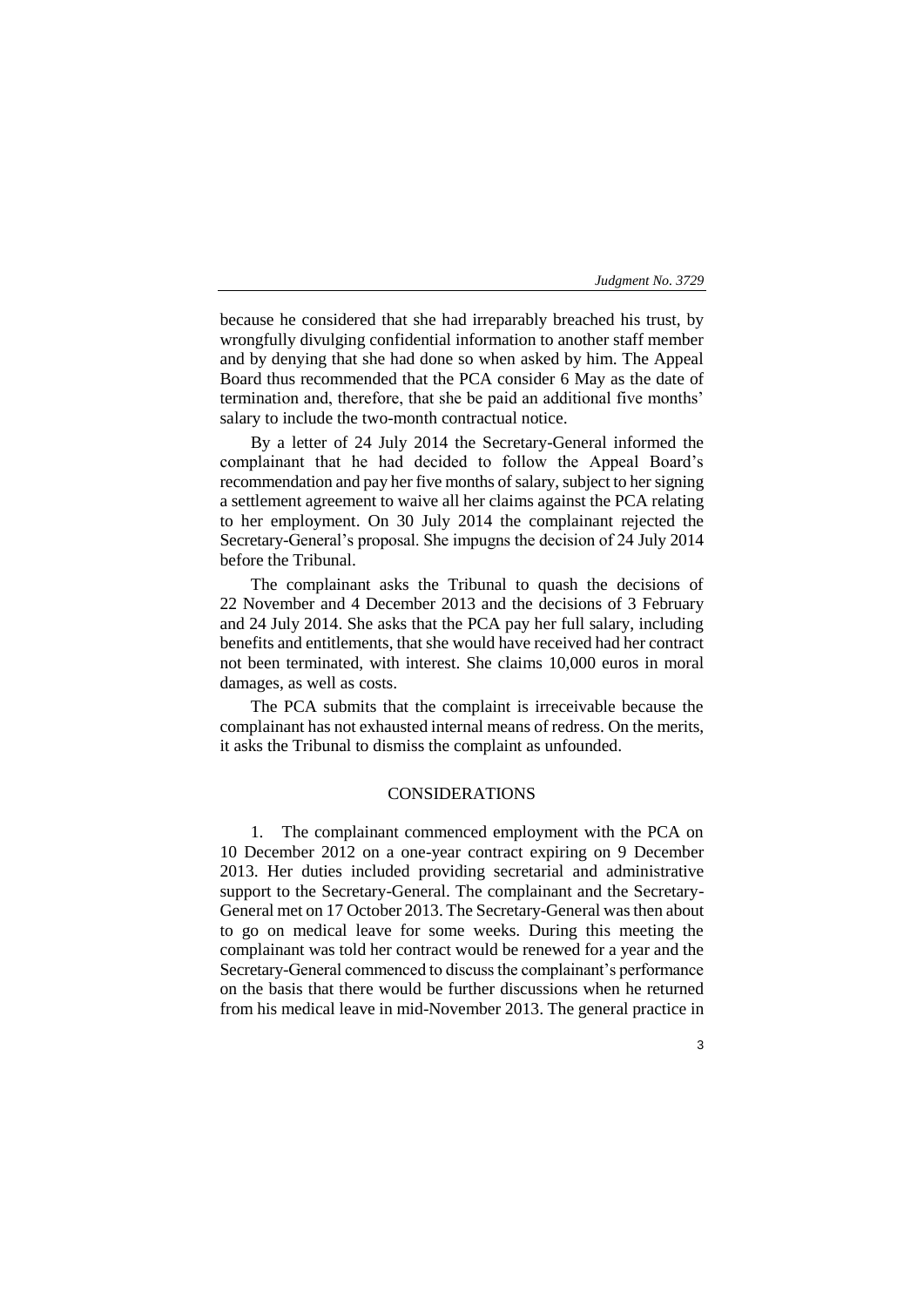because he considered that she had irreparably breached his trust, by wrongfully divulging confidential information to another staff member and by denying that she had done so when asked by him. The Appeal Board thus recommended that the PCA consider 6 May as the date of termination and, therefore, that she be paid an additional five months' salary to include the two-month contractual notice.

By a letter of 24 July 2014 the Secretary-General informed the complainant that he had decided to follow the Appeal Board's recommendation and pay her five months of salary, subject to her signing a settlement agreement to waive all her claims against the PCA relating to her employment. On 30 July 2014 the complainant rejected the Secretary-General's proposal. She impugns the decision of 24 July 2014 before the Tribunal.

The complainant asks the Tribunal to quash the decisions of 22 November and 4 December 2013 and the decisions of 3 February and 24 July 2014. She asks that the PCA pay her full salary, including benefits and entitlements, that she would have received had her contract not been terminated, with interest. She claims 10,000 euros in moral damages, as well as costs.

The PCA submits that the complaint is irreceivable because the complainant has not exhausted internal means of redress. On the merits, it asks the Tribunal to dismiss the complaint as unfounded.

## CONSIDERATIONS

1. The complainant commenced employment with the PCA on 10 December 2012 on a one-year contract expiring on 9 December 2013. Her duties included providing secretarial and administrative support to the Secretary-General. The complainant and the Secretary-General met on 17 October 2013. The Secretary-General was then about to go on medical leave for some weeks. During this meeting the complainant was told her contract would be renewed for a year and the Secretary-General commenced to discuss the complainant's performance on the basis that there would be further discussions when he returned from his medical leave in mid-November 2013. The general practice in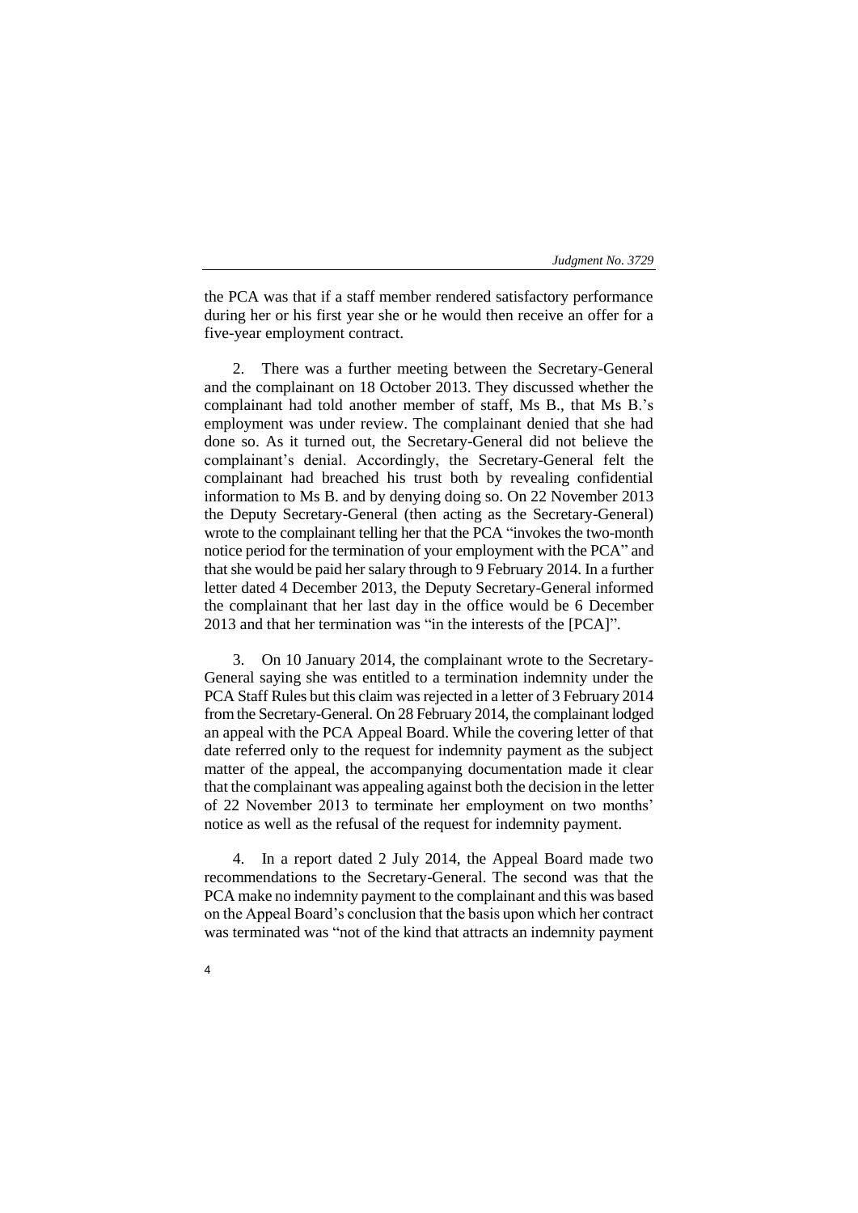the PCA was that if a staff member rendered satisfactory performance during her or his first year she or he would then receive an offer for a five-year employment contract.

2. There was a further meeting between the Secretary-General and the complainant on 18 October 2013. They discussed whether the complainant had told another member of staff, Ms B., that Ms B.'s employment was under review. The complainant denied that she had done so. As it turned out, the Secretary-General did not believe the complainant's denial. Accordingly, the Secretary-General felt the complainant had breached his trust both by revealing confidential information to Ms B. and by denying doing so. On 22 November 2013 the Deputy Secretary-General (then acting as the Secretary-General) wrote to the complainant telling her that the PCA "invokes the two-month notice period for the termination of your employment with the PCA" and that she would be paid her salary through to 9 February 2014. In a further letter dated 4 December 2013, the Deputy Secretary-General informed the complainant that her last day in the office would be 6 December 2013 and that her termination was "in the interests of the [PCA]".

3. On 10 January 2014, the complainant wrote to the Secretary-General saying she was entitled to a termination indemnity under the PCA Staff Rules but this claim was rejected in a letter of 3 February 2014 from the Secretary-General. On 28 February 2014, the complainant lodged an appeal with the PCA Appeal Board. While the covering letter of that date referred only to the request for indemnity payment as the subject matter of the appeal, the accompanying documentation made it clear that the complainant was appealing against both the decision in the letter of 22 November 2013 to terminate her employment on two months' notice as well as the refusal of the request for indemnity payment.

4. In a report dated 2 July 2014, the Appeal Board made two recommendations to the Secretary-General. The second was that the PCA make no indemnity payment to the complainant and this was based on the Appeal Board's conclusion that the basis upon which her contract was terminated was "not of the kind that attracts an indemnity payment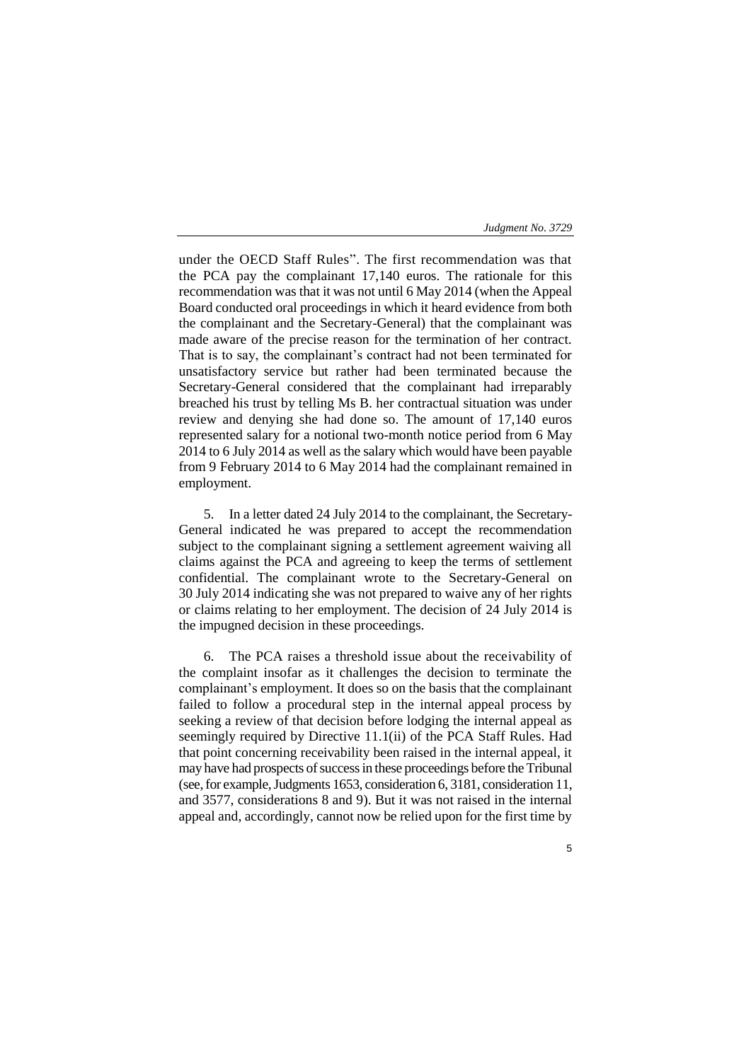under the OECD Staff Rules". The first recommendation was that the PCA pay the complainant 17,140 euros. The rationale for this recommendation was that it was not until 6 May 2014 (when the Appeal Board conducted oral proceedings in which it heard evidence from both the complainant and the Secretary-General) that the complainant was made aware of the precise reason for the termination of her contract. That is to say, the complainant's contract had not been terminated for unsatisfactory service but rather had been terminated because the Secretary-General considered that the complainant had irreparably breached his trust by telling Ms B. her contractual situation was under review and denying she had done so. The amount of 17,140 euros represented salary for a notional two-month notice period from 6 May 2014 to 6 July 2014 as well as the salary which would have been payable from 9 February 2014 to 6 May 2014 had the complainant remained in employment.

5. In a letter dated 24 July 2014 to the complainant, the Secretary-General indicated he was prepared to accept the recommendation subject to the complainant signing a settlement agreement waiving all claims against the PCA and agreeing to keep the terms of settlement confidential. The complainant wrote to the Secretary-General on 30 July 2014 indicating she was not prepared to waive any of her rights or claims relating to her employment. The decision of 24 July 2014 is the impugned decision in these proceedings.

6. The PCA raises a threshold issue about the receivability of the complaint insofar as it challenges the decision to terminate the complainant's employment. It does so on the basis that the complainant failed to follow a procedural step in the internal appeal process by seeking a review of that decision before lodging the internal appeal as seemingly required by Directive 11.1(ii) of the PCA Staff Rules. Had that point concerning receivability been raised in the internal appeal, it may have had prospects of success in these proceedings before the Tribunal (see, for example, Judgments 1653, consideration 6, 3181, consideration 11, and 3577, considerations 8 and 9). But it was not raised in the internal appeal and, accordingly, cannot now be relied upon for the first time by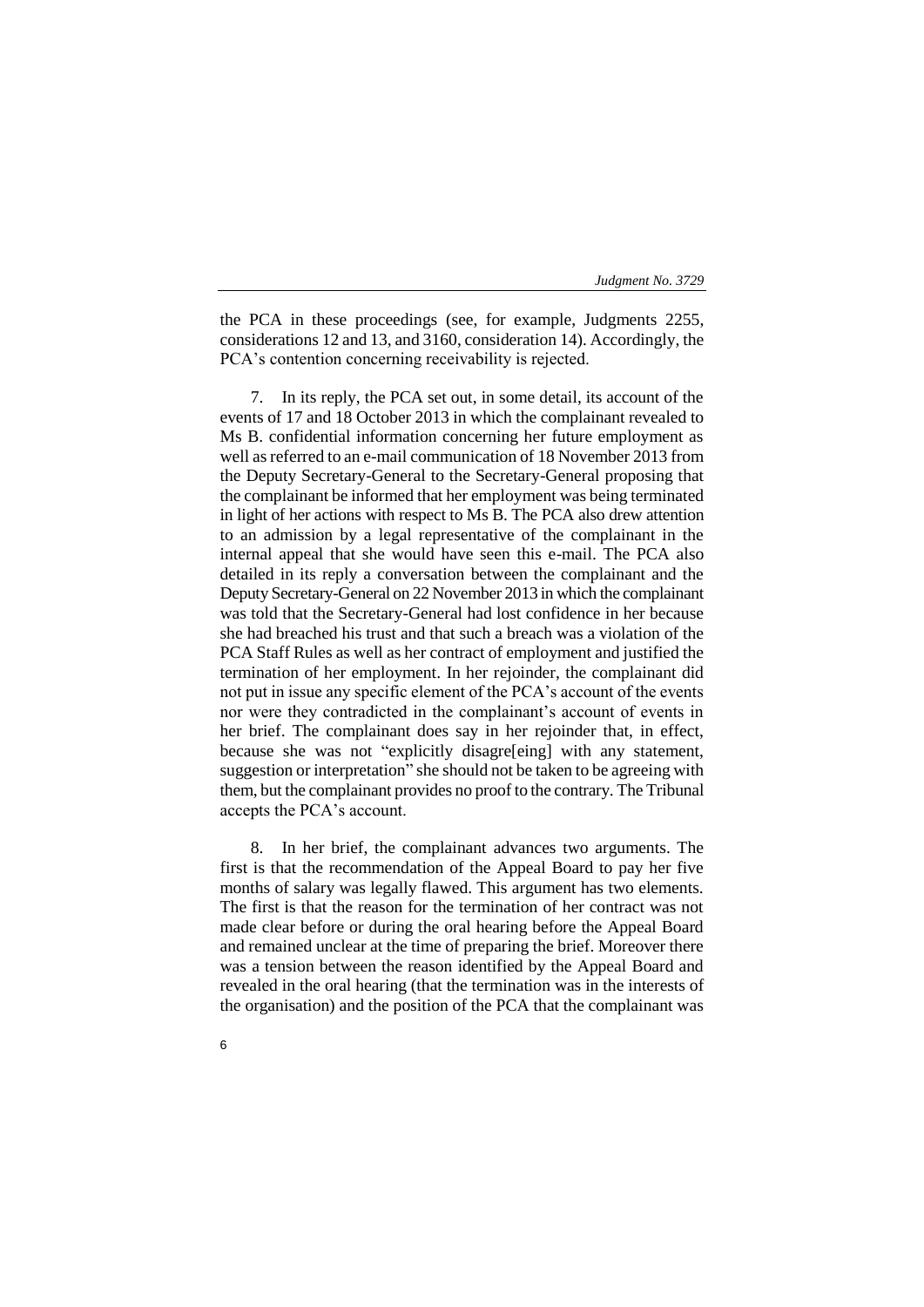the PCA in these proceedings (see, for example, Judgments 2255, considerations 12 and 13, and 3160, consideration 14). Accordingly, the PCA's contention concerning receivability is rejected.

7. In its reply, the PCA set out, in some detail, its account of the events of 17 and 18 October 2013 in which the complainant revealed to Ms B. confidential information concerning her future employment as well as referred to an e-mail communication of 18 November 2013 from the Deputy Secretary-General to the Secretary-General proposing that the complainant be informed that her employment was being terminated in light of her actions with respect to Ms B. The PCA also drew attention to an admission by a legal representative of the complainant in the internal appeal that she would have seen this e-mail. The PCA also detailed in its reply a conversation between the complainant and the Deputy Secretary-General on 22 November 2013 in which the complainant was told that the Secretary-General had lost confidence in her because she had breached his trust and that such a breach was a violation of the PCA Staff Rules as well as her contract of employment and justified the termination of her employment. In her rejoinder, the complainant did not put in issue any specific element of the PCA's account of the events nor were they contradicted in the complainant's account of events in her brief. The complainant does say in her rejoinder that, in effect, because she was not "explicitly disagre[eing] with any statement, suggestion or interpretation" she should not be taken to be agreeing with them, but the complainant provides no proof to the contrary. The Tribunal accepts the PCA's account.

8. In her brief, the complainant advances two arguments. The first is that the recommendation of the Appeal Board to pay her five months of salary was legally flawed. This argument has two elements. The first is that the reason for the termination of her contract was not made clear before or during the oral hearing before the Appeal Board and remained unclear at the time of preparing the brief. Moreover there was a tension between the reason identified by the Appeal Board and revealed in the oral hearing (that the termination was in the interests of the organisation) and the position of the PCA that the complainant was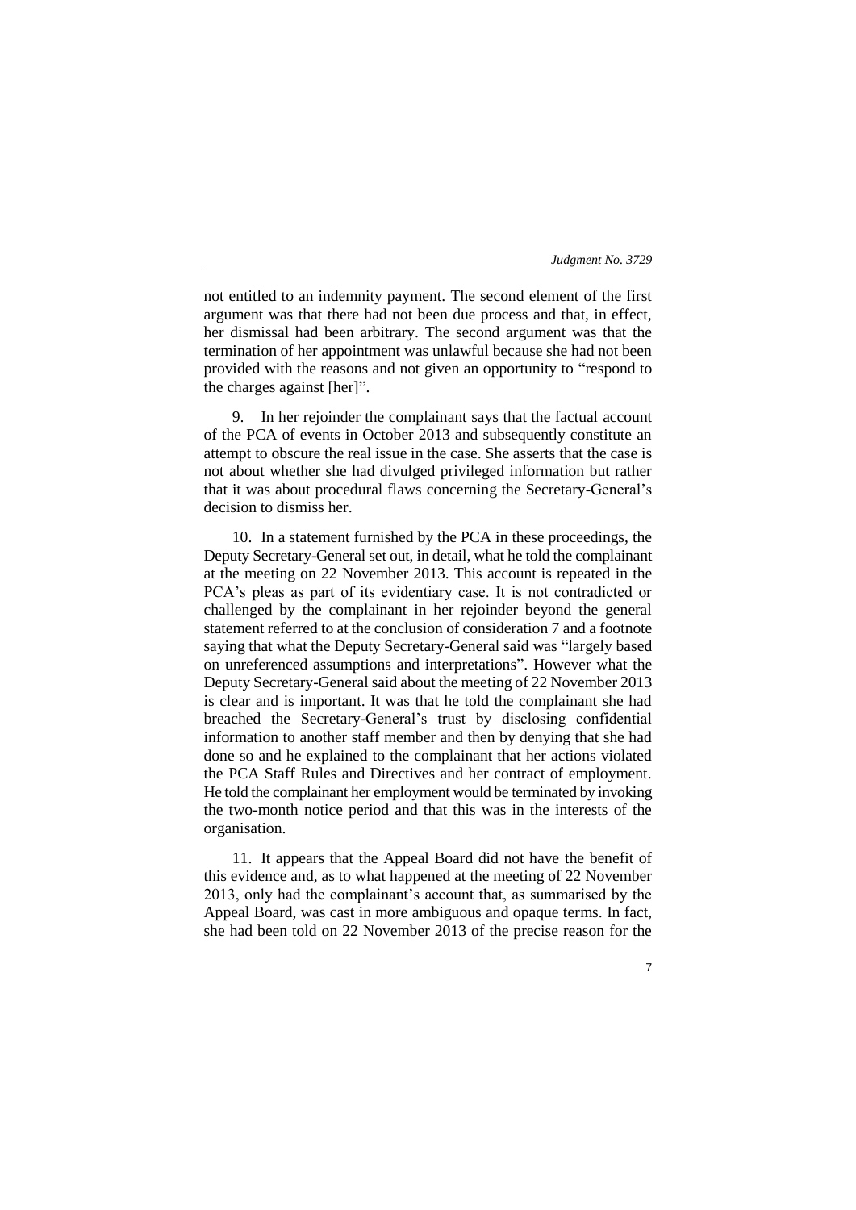not entitled to an indemnity payment. The second element of the first argument was that there had not been due process and that, in effect, her dismissal had been arbitrary. The second argument was that the termination of her appointment was unlawful because she had not been provided with the reasons and not given an opportunity to "respond to the charges against [her]".

9. In her rejoinder the complainant says that the factual account of the PCA of events in October 2013 and subsequently constitute an attempt to obscure the real issue in the case. She asserts that the case is not about whether she had divulged privileged information but rather that it was about procedural flaws concerning the Secretary-General's decision to dismiss her.

10. In a statement furnished by the PCA in these proceedings, the Deputy Secretary-General set out, in detail, what he told the complainant at the meeting on 22 November 2013. This account is repeated in the PCA's pleas as part of its evidentiary case. It is not contradicted or challenged by the complainant in her rejoinder beyond the general statement referred to at the conclusion of consideration 7 and a footnote saying that what the Deputy Secretary-General said was "largely based on unreferenced assumptions and interpretations". However what the Deputy Secretary-General said about the meeting of 22 November 2013 is clear and is important. It was that he told the complainant she had breached the Secretary-General's trust by disclosing confidential information to another staff member and then by denying that she had done so and he explained to the complainant that her actions violated the PCA Staff Rules and Directives and her contract of employment. He told the complainant her employment would be terminated by invoking the two-month notice period and that this was in the interests of the organisation.

11. It appears that the Appeal Board did not have the benefit of this evidence and, as to what happened at the meeting of 22 November 2013, only had the complainant's account that, as summarised by the Appeal Board, was cast in more ambiguous and opaque terms. In fact, she had been told on 22 November 2013 of the precise reason for the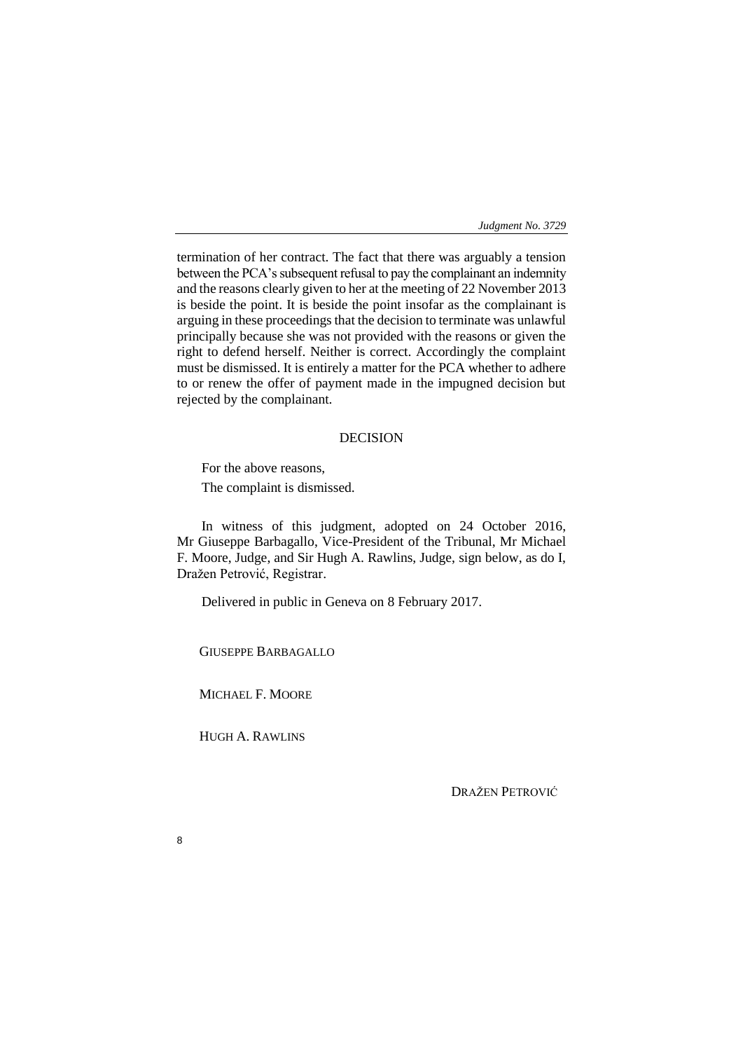termination of her contract. The fact that there was arguably a tension between the PCA's subsequent refusal to pay the complainant an indemnity and the reasons clearly given to her at the meeting of 22 November 2013 is beside the point. It is beside the point insofar as the complainant is arguing in these proceedings that the decision to terminate was unlawful principally because she was not provided with the reasons or given the right to defend herself. Neither is correct. Accordingly the complaint must be dismissed. It is entirely a matter for the PCA whether to adhere to or renew the offer of payment made in the impugned decision but rejected by the complainant.

## DECISION

For the above reasons,

The complaint is dismissed.

In witness of this judgment, adopted on 24 October 2016, Mr Giuseppe Barbagallo, Vice-President of the Tribunal, Mr Michael F. Moore, Judge, and Sir Hugh A. Rawlins, Judge, sign below, as do I, Dražen Petrović, Registrar.

Delivered in public in Geneva on 8 February 2017.

GIUSEPPE BARBAGALLO

MICHAEL F. MOORE

HUGH A. RAWLINS

DRAŽEN PETROVIĆ